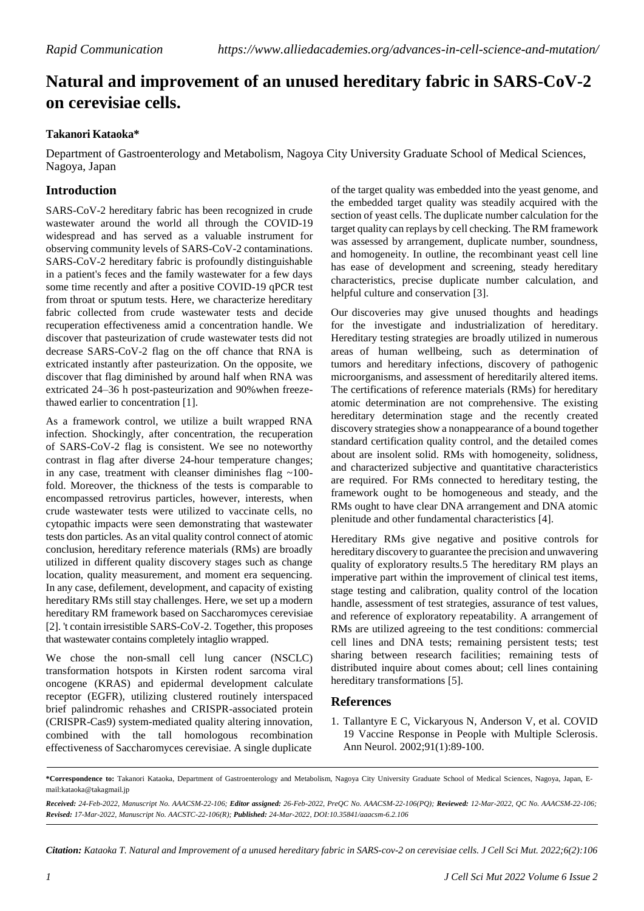# Natural and improvement of an unused hereditary fabric in SARS-CoV-2 on cerevisiae cells.

**Takanori Kataoka***

Department of Gastroenterology and Metabolism, Nagoya City University Graduate School of Medical Sciences, Nagoya, Japan

## Introduction

SARS-CoV-2 hereditary fabric has been recognized in crude wastewater around the world all through the COVID-19 widespread and has served as a valuable instrument for observing community levels of SARS-CoV-2 contaminations. SARS-CoV-2 hereditary fabric is profoundly distinguishable in a patient's feces and the family wastewater for a few days some time recently and after a positive COVID-19 qPCR test from throat or sputum tests. Here, we characterize hereditary fabric collected from crude wastewater tests and decide recuperation effectiveness amid a concentration handle. We discover that pasteurization of crude wastewater tests did not decrease SARS-CoV-2 flag on the off chance that RNA is extricated instantly after pasteurization. On the opposite, we discover that flag diminished by around half when RNA was extricated 24–36 h post-pasteurization and 90%when freeze-thawed earlier to concentration [1].

As a framework control, we utilize a built wrapped RNA infection. Shockingly, after concentration, the recuperation of SARS-CoV-2 flag is consistent. We see no noteworthy contrast in flag after diverse 24-hour temperature changes; in any case, treatment with cleanser diminishes flag ~100-fold. Moreover, the thickness of the tests is comparable to encompassed retrovirus particles, however, interests, when crude wastewater tests were utilized to vaccinate cells, no cytopathic impacts were seen demonstrating that wastewater tests don particles. As an vital quality control connect of atomic conclusion, hereditary reference materials (RMs) are broadly utilized in different quality discovery stages such as change location, quality measurement, and moment era sequencing. In any case, defilement, development, and capacity of existing hereditary RMs still stay challenges. Here, we set up a modern hereditary RM framework based on Saccharomyces cerevisiae [2]. 't contain irresistible SARS-CoV-2. Together, this proposes that wastewater contains completely intaglio wrapped.

We chose the non-small cell lung cancer (NSCLC) transformation hotspots in Kirsten rodent sarcoma viral oncogene (KRAS) and epidermal development calculate receptor (EGFR), utilizing clustered routinely interspaced brief palindromic rehashes and CRISPR-associated protein (CRISPR-Cas9) system-mediated quality altering innovation, combined with the tall homologous recombination effectiveness of Saccharomyces cerevisiae. A single duplicate of the target quality was embedded into the yeast genome, and the embedded target quality was steadily acquired with the section of yeast cells. The duplicate number calculation for the target quality can replays by cell checking. The RM framework was assessed by arrangement, duplicate number, soundness, and homogeneity. In outline, the recombinant yeast cell line has ease of development and screening, steady hereditary characteristics, precise duplicate number calculation, and helpful culture and conservation [3].

Our discoveries may give unused thoughts and headings for the investigate and industrialization of hereditary. Hereditary testing strategies are broadly utilized in numerous areas of human wellbeing, such as determination of tumors and hereditary infections, discovery of pathogenic microorganisms, and assessment of hereditarily altered items. The certifications of reference materials (RMs) for hereditary atomic determination are not comprehensive. The existing hereditary determination stage and the recently created discovery strategies show a nonappearance of a bound together standard certification quality control, and the detailed comes about are insolent solid. RMs with homogeneity, solidness, and characterized subjective and quantitative characteristics are required. For RMs connected to hereditary testing, the framework ought to be homogeneous and steady, and the RMs ought to have clear DNA arrangement and DNA atomic plenitude and other fundamental characteristics [4].

Hereditary RMs give negative and positive controls for hereditary discovery to guarantee the precision and unwavering quality of exploratory results.5 The hereditary RM plays an imperative part within the improvement of clinical test items, stage testing and calibration, quality control of the location handle, assessment of test strategies, assurance of test values, and reference of exploratory repeatability. A arrangement of RMs are utilized agreeing to the test conditions: commercial cell lines and DNA tests; remaining persistent tests; test sharing between research facilities; remaining tests of distributed inquire about comes about; cell lines containing hereditary transformations [5].

## References

1. Tallantyre E C, Vickaryous N, Anderson V, et al. COVID 19 Vaccine Response in People with Multiple Sclerosis. Ann Neurol. 2002;91(1):89-100.

---

***Correspondence to:** Takanori Kataoka, Department of Gastroenterology and Metabolism, Nagoya City University Graduate School of Medical Sciences, Nagoya, Japan, E-mail:kataoka@takagmail.jp

***Received:** 24-Feb-2022, Manuscript No. AAACSM-22-106; **Editor assigned:** 26-Feb-2022, PreQC No. AAACSM-22-106(PQ); **Reviewed:** 12-Mar-2022, QC No. AAACSM-22-106; **Revised:** 17-Mar-2022, Manuscript No. AACSTC-22-106(R); **Published:** 24-Mar-2022, DOI:10.35841/aaacsm-6.2.106*

***Citation:** Kataoka T. Natural and Improvement of a unused hereditary fabric in SARS-cov-2 on cerevisiae cells. J Cell Sci Mut. 2022;6(2):106*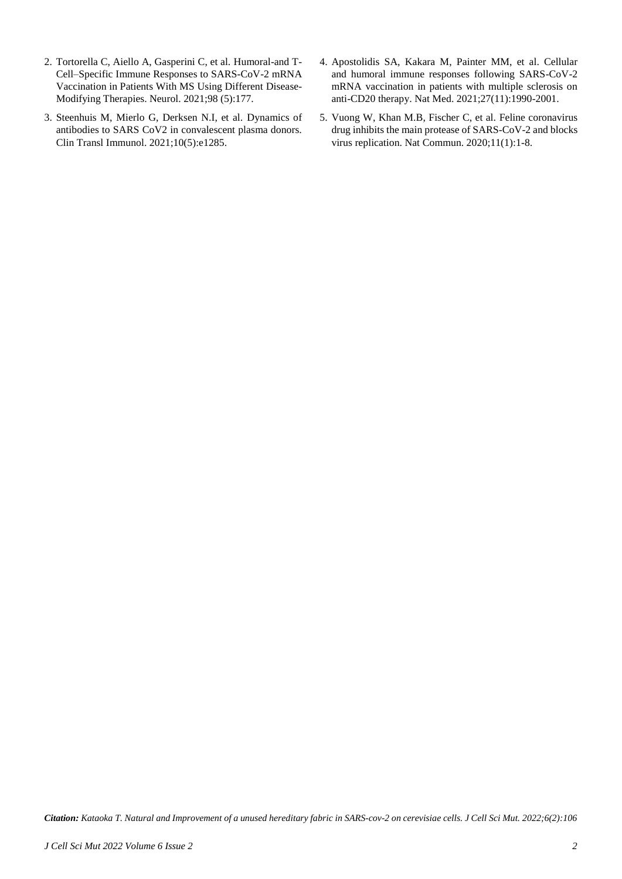2. Tortorella C, Aiello A, Gasperini C, et al. Humoral-and T-Cell–Specific Immune Responses to SARS-CoV-2 mRNA Vaccination in Patients With MS Using Different Disease-Modifying Therapies. Neurol. 2021;98 (5):177.

3. Steenhuis M, Mierlo G, Derksen N.I, et al. Dynamics of antibodies to SARS CoV2 in convalescent plasma donors. Clin Transl Immunol. 2021;10(5):e1285.

4. Apostolidis SA, Kakara M, Painter MM, et al. Cellular and humoral immune responses following SARS-CoV-2 mRNA vaccination in patients with multiple sclerosis on anti-CD20 therapy. Nat Med. 2021;27(11):1990-2001.

5. Vuong W, Khan M.B, Fischer C, et al. Feline coronavirus drug inhibits the main protease of SARS-CoV-2 and blocks virus replication. Nat Commun. 2020;11(1):1-8.

***Citation:*** *Kataoka T. Natural and Improvement of a unused hereditary fabric in SARS-cov-2 on cerevisiae cells. J Cell Sci Mut. 2022;6(2):106*